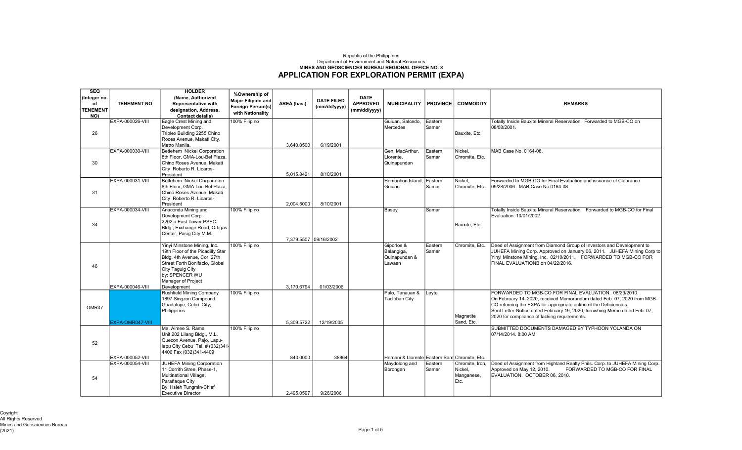Republic of the Philippines
Department of Environment and Natural Resources
**MINES AND GEOSCIENCES BUREAU REGIONAL OFFICE NO. 8**

# APPLICATION FOR EXPLORATION PERMIT (EXPA)

| SEQ (Integer no. of TENEMENT NO) | TENEMENT NO | HOLDER (Name, Authorized Representative with designation, Address, Contact details) | %Ownership of Major Filipino and Foreign Person(s) with Nationality | AREA (has.) | DATE FILED (mm/dd/yyyy) | DATE APPROVED (mm/dd/yyyy) | MUNICIPALITY | PROVINCE | COMMODITY | REMARKS |
|---|---|---|---|---|---|---|---|---|---|---|
| 26 | EXPA-000026-VIII | Eagle Crest Mining and Development Corp. Triplex Building 2255 Chino Roces Avenue, Makati City, Metro Manila. | 100% Filipino | 3,640.0500 | 6/19/2001 | | Guiuan, Salcedo, Mercedes | Eastern Samar | Bauxite, Etc. | Totally Inside Bauxite Mineral Reservation. Forwarded to MGB-CO on 08/08/2001. |
| 30 | EXPA-000030-VIII | Betlehem Nickel Corporation 8th Floor, GMA-Lou-Bel Plaza, Chino Roses Avenue, Makati City Roberto R. Licaros-President | | 5,015.8421 | 8/10/2001 | | Gen. MacArthur, Llorente, Quinapundan | Eastern Samar | Nickel, Chromite, Etc. | MAB Case No. 0164-08. |
| 31 | EXPA-000031-VIII | Betlehem Nickel Corporation 8th Floor, GMA-Lou-Bel Plaza, Chino Roses Avenue, Makati City Roberto R. Licaros-President | | 2,004.5000 | 8/10/2001 | | Homonhon Island, Guiuan | Eastern Samar | Nickel, Chromite, Etc. | Forwarded to MGB-CO for Final Evaluation and issuance of Clearance 09/28/2006. MAB Case No.0164-08. |
| 34 | EXPA-000034-VIII | Anaconda Mining and Development Corp. 2202 a East Tower PSEC Bldg., Exchange Road, Ortigas Center, Pasig City M.M. | 100% Filipino | 7,379.5507 | 09/16/2002 | | Basey | Samar | Bauxite, Etc. | Totally Inside Bauxite Mineral Reservation. Forwarded to MGB-CO for Final Evaluation. 10/01/2002. |
| 46 | EXPA-000046-VIII | Yinyi Minstone Mining, Inc. 19th Floor of the Picadilly Star Bldg. 4th Avenue, Cor. 27th Street Forth Bonifacio, Global City Taguig City by: SPENCER WU Manager of Project Development | 100% Filipino | 3,170.6794 | 01/03/2006 | | Giporlos & Balangiga, Quinapundan & Lawaan | Eastern Samar | Chromite, Etc. | Deed of Assignment from Diamond Group of Investors and Development to JUHEFA Mining Corp. Approved on January 06, 2011. JUHEFA Mining Corp to Yinyi Minstone Mining, Inc. 02/10/2011. FORWARDED TO MGB-CO FOR FINAL EVALUATIONB on 04/22/2016. |
| OMR47 | EXPA-OMR047-VIII | Rushfield Mining Company 1897 Singzon Compound, Guadalupe, Cebu City, Philippines | 100% Filipino | 5,309.5722 | 12/19/2005 | | Palo, Tanauan & Tacloban City | Leyte | Magnetite Sand, Etc. | FORWARDED TO MGB-CO FOR FINAL EVALUATION. 08/23/2010. On February 14, 2020, received Memorandum dated Feb. 07, 2020 from MGB-CO returning the EXPA for appropriate action of the Deficiencies. Sent Letter-Notice dated February 19, 2020, furnishing Memo dated Feb. 07, 2020 for compliance of lacking requirements. |
| 52 | EXPA-000052-VIII | Ma. Aimee S. Rama Unit 202 Lilang Bldg., M.L. Quezon Avenue, Pajo, Lapu-lapu City Cebu Tel. # (032)341-4406 Fax (032)341-4409 | 100% Filipino | 840.0000 | 38964 | | Hernani & Llorente | Eastern Sam | Chromite, Etc. | SUBMITTED DOCUMENTS DAMAGED BY TYPHOON YOLANDA ON 07/14/2014. 8:00 AM |
| 54 | EXPA-000054-VIII | JUHEFA Mining Corporation 11 Corrith Stree, Phase-1, Multinational Village, Parañaque City By: Hsieh Tungmin-Chief Executive Director | | 2,495.0597 | 9/26/2006 | | Maydolong and Borongan | Eastern Samar | Chromite, Iron, Nickel, Manganese, Etc. | Deed of Assignment from Highland Realty Phils. Corp. to JUHEFA Mining Corp. Approved on May 12, 2010. FORWARDED TO MGB-CO FOR FINAL EVALUATION. OCTOBER 06, 2010. |

Coyright
All Rights Reserved
Mines and Geosciences Bureau
(2021)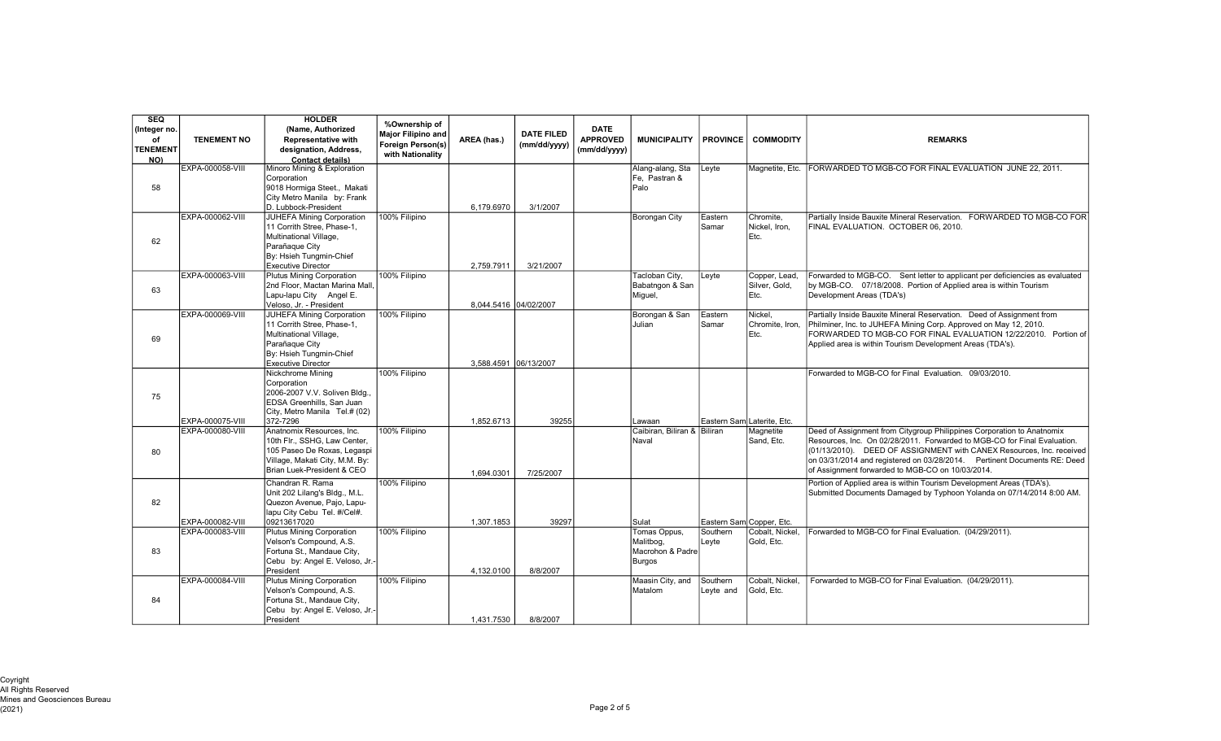| SEQ (Integer no. of TENEMENT NO) | TENEMENT NO | HOLDER (Name, Authorized Representative with designation, Address, Contact details) | %Ownership of Major Filipino and Foreign Person(s) with Nationality | AREA (has.) | DATE FILED (mm/dd/yyyy) | DATE APPROVED (mm/dd/yyyy) | MUNICIPALITY | PROVINCE | COMMODITY | REMARKS |
|---|---|---|---|---|---|---|---|---|---|---|
| 58 | EXPA-000058-VIII | Minoro Mining & Exploration Corporation 9018 Hormiga Steet., Makati City Metro Manila by: Frank D. Lubbock-President | | 6,179.6970 | 3/1/2007 | | Alang-alang, Sta Fe, Pastran & Palo | Leyte | Magnetite, Etc. | FORWARDED TO MGB-CO FOR FINAL EVALUATION JUNE 22, 2011. |
| 62 | EXPA-000062-VIII | JUHEFA Mining Corporation 11 Corrith Stree, Phase-1, Multinational Village, Parañaque City By: Hsieh Tungmin-Chief Executive Director | 100% Filipino | 2,759.7911 | 3/21/2007 | | Borongan City | Eastern Samar | Chromite, Nickel, Iron, Etc. | Partially Inside Bauxite Mineral Reservation. FORWARDED TO MGB-CO FOR FINAL EVALUATION. OCTOBER 06, 2010. |
| 63 | EXPA-000063-VIII | Plutus Mining Corporation 2nd Floor, Mactan Marina Mall, Lapu-lapu City Angel E. Veloso, Jr. - President | 100% Filipino | 8,044.5416 | 04/02/2007 | | Tacloban City, Babatngon & San Miguel, | Leyte | Copper, Lead, Silver, Gold, Etc. | Forwarded to MGB-CO. Sent letter to applicant per deficiencies as evaluated by MGB-CO. 07/18/2008. Portion of Applied area is within Tourism Development Areas (TDA's) |
| 69 | EXPA-000069-VIII | JUHEFA Mining Corporation 11 Corrith Stree, Phase-1, Multinational Village, Parañaque City By: Hsieh Tungmin-Chief Executive Director | 100% Filipino | 3,588.4591 | 06/13/2007 | | Borongan & San Julian | Eastern Samar | Nickel, Chromite, Iron, Etc. | Partially Inside Bauxite Mineral Reservation. Deed of Assignment from Philminer, Inc. to JUHEFA Mining Corp. Approved on May 12, 2010. FORWARDED TO MGB-CO FOR FINAL EVALUATION 12/22/2010. Portion of Applied area is within Tourism Development Areas (TDA's). |
| 75 | EXPA-000075-VIII | Nickchrome Mining Corporation 2006-2007 V.V. Soliven Bldg., EDSA Greenhills, San Juan City, Metro Manila Tel.# (02) 372-7296 | 100% Filipino | 1,852.6713 | 39255 | | Lawaan | Eastern Sam | Laterite, Etc. | Forwarded to MGB-CO for Final Evaluation. 09/03/2010. |
| 80 | EXPA-000080-VIII | Anatnomix Resources, Inc. 10th Flr., SSHG, Law Center, 105 Paseo De Roxas, Legaspi Village, Makati City, M.M. By: Brian Luek-President & CEO | 100% Filipino | 1,694.0301 | 7/25/2007 | | Caibiran, Biliran & Naval | Biliran | Magnetite Sand, Etc. | Deed of Assignment from Citygroup Philippines Corporation to Anatnomix Resources, Inc. On 02/28/2011. Forwarded to MGB-CO for Final Evaluation. (01/13/2010). DEED OF ASSIGNMENT with CANEX Resources, Inc. received on 03/31/2014 and registered on 03/28/2014. Pertinent Documents RE: Deed of Assignment forwarded to MGB-CO on 10/03/2014. |
| 82 | EXPA-000082-VIII | Chandran R. Rama Unit 202 Lilang's Bldg., M.L. Quezon Avenue, Pajo, Lapu-lapu City Cebu Tel. #/Cel#. 09213617020 | 100% Filipino | 1,307.1853 | 39297 | | Sulat | Eastern Sam | Copper, Etc. | Portion of Applied area is within Tourism Development Areas (TDA's). Submitted Documents Damaged by Typhoon Yolanda on 07/14/2014 8:00 AM. |
| 83 | EXPA-000083-VIII | Plutus Mining Corporation Velson's Compound, A.S. Fortuna St., Mandaue City, Cebu by: Angel E. Veloso, Jr.-President | 100% Filipino | 4,132.0100 | 8/8/2007 | | Tomas Oppus, Malitbog, Macrohon & Padre Burgos | Southern Leyte | Cobalt, Nickel, Gold, Etc. | Forwarded to MGB-CO for Final Evaluation. (04/29/2011). |
| 84 | EXPA-000084-VIII | Plutus Mining Corporation Velson's Compound, A.S. Fortuna St., Mandaue City, Cebu by: Angel E. Veloso, Jr.-President | 100% Filipino | 1,431.7530 | 8/8/2007 | | Maasin City, and Matalom | Southern Leyte and | Cobalt, Nickel, Gold, Etc. | Forwarded to MGB-CO for Final Evaluation. (04/29/2011). |

Copyright
All Rights Reserved
Mines and Geosciences Bureau
(2021)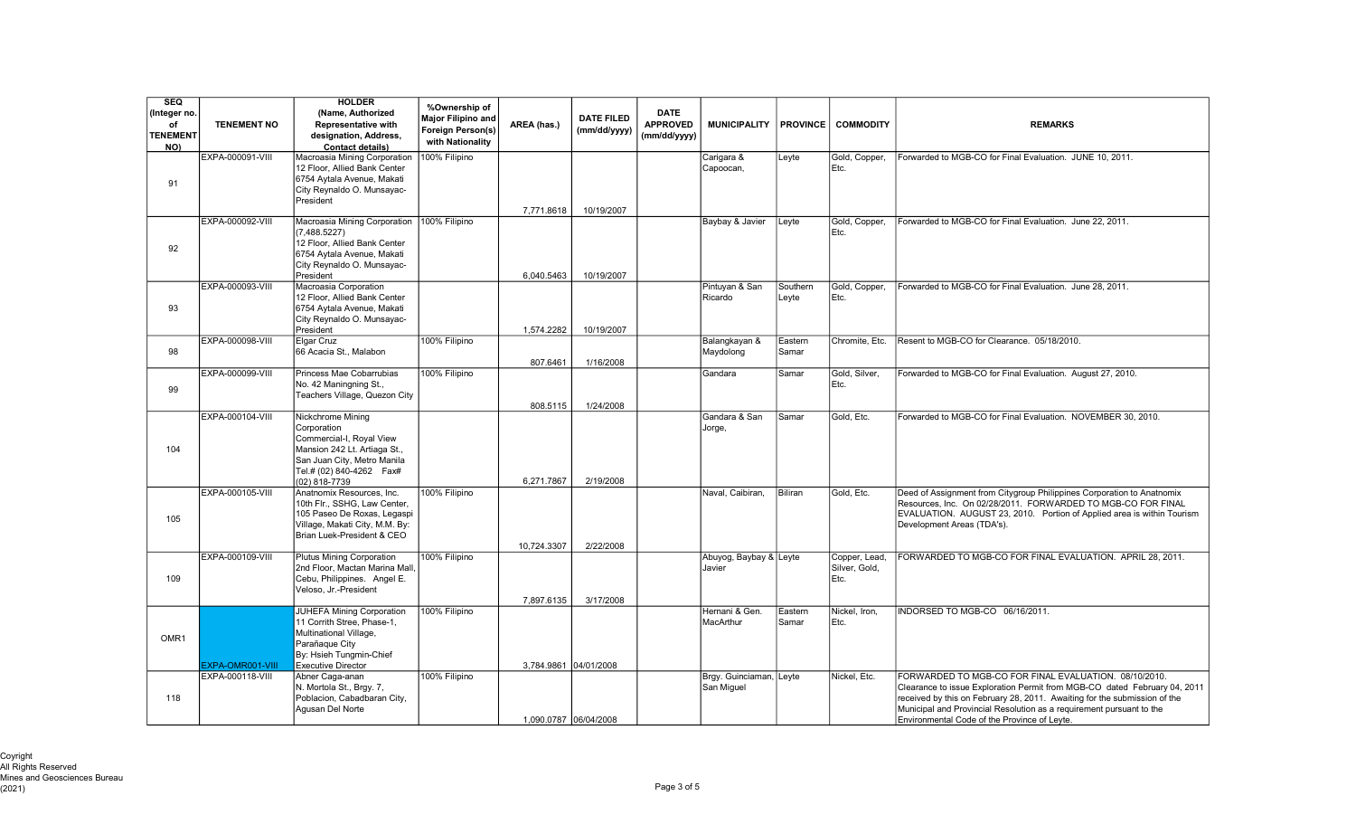| SEQ (Integer no. of TENEMENT NO) | TENEMENT NO | HOLDER (Name, Authorized Representative with designation, Address, Contact details) | %Ownership of Major Filipino and Foreign Person(s) with Nationality | AREA (has.) | DATE FILED (mm/dd/yyyy) | DATE APPROVED (mm/dd/yyyy) | MUNICIPALITY | PROVINCE | COMMODITY | REMARKS |
|---|---|---|---|---|---|---|---|---|---|---|
| 91 | EXPA-000091-VIII | Macroasia Mining Corporation 12 Floor, Allied Bank Center 6754 Aytala Avenue, Makati City Reynaldo O. Munsayac-President | 100% Filipino | 7,771.8618 | 10/19/2007 | | Carigara & Capoocan, | Leyte | Gold, Copper, Etc. | Forwarded to MGB-CO for Final Evaluation. JUNE 10, 2011. |
| 92 | EXPA-000092-VIII | Macroasia Mining Corporation (7,488.5227) 12 Floor, Allied Bank Center 6754 Aytala Avenue, Makati City Reynaldo O. Munsayac-President | 100% Filipino | 6,040.5463 | 10/19/2007 | | Baybay & Javier | Leyte | Gold, Copper, Etc. | Forwarded to MGB-CO for Final Evaluation. June 22, 2011. |
| 93 | EXPA-000093-VIII | Macroasia Corporation 12 Floor, Allied Bank Center 6754 Aytala Avenue, Makati City Reynaldo O. Munsayac-President | | 1,574.2282 | 10/19/2007 | | Pintuyan & San Ricardo | Southern Leyte | Gold, Copper, Etc. | Forwarded to MGB-CO for Final Evaluation. June 28, 2011. |
| 98 | EXPA-000098-VIII | Elgar Cruz 66 Acacia St., Malabon | 100% Filipino | 807.6461 | 1/16/2008 | | Balangkayan & Maydolong | Eastern Samar | Chromite, Etc. | Resent to MGB-CO for Clearance. 05/18/2010. |
| 99 | EXPA-000099-VIII | Princess Mae Cobarrubias No. 42 Maningning St., Teachers Village, Quezon City | 100% Filipino | 808.5115 | 1/24/2008 | | Gandara | Samar | Gold, Silver, Etc. | Forwarded to MGB-CO for Final Evaluation. August 27, 2010. |
| 104 | EXPA-000104-VIII | Nickchrome Mining Corporation Commercial-I, Royal View Mansion 242 Lt. Artiaga St., San Juan City, Metro Manila Tel.# (02) 840-4262 Fax# (02) 818-7739 | | 6,271.7867 | 2/19/2008 | | Gandara & San Jorge, | Samar | Gold, Etc. | Forwarded to MGB-CO for Final Evaluation. NOVEMBER 30, 2010. |
| 105 | EXPA-000105-VIII | Anatnomix Resources, Inc. 10th Flr., SSHG, Law Center, 105 Paseo De Roxas, Legaspi Village, Makati City, M.M. By: Brian Luek-President & CEO | 100% Filipino | 10,724.3307 | 2/22/2008 | | Naval, Caibiran, | Biliran | Gold, Etc. | Deed of Assignment from Citygroup Philippines Corporation to Anatnomix Resources, Inc. On 02/28/2011. FORWARDED TO MGB-CO FOR FINAL EVALUATION. AUGUST 23, 2010. Portion of Applied area is within Tourism Development Areas (TDA's). |
| 109 | EXPA-000109-VIII | Plutus Mining Corporation 2nd Floor, Mactan Marina Mall, Cebu, Philippines. Angel E. Veloso, Jr.-President | 100% Filipino | 7,897.6135 | 3/17/2008 | | Abuyog, Baybay & Javier | Leyte | Copper, Lead, Silver, Gold, Etc. | FORWARDED TO MGB-CO FOR FINAL EVALUATION. APRIL 28, 2011. |
| OMR1 | EXPA-OMR001-VIII | JUHEFA Mining Corporation 11 Corrith Stree, Phase-1, Multinational Village, Parañaque City By: Hsieh Tungmin-Chief Executive Director | 100% Filipino | 3,784.9861 | 04/01/2008 | | Hernani & Gen. MacArthur | Eastern Samar | Nickel, Iron, Etc. | INDORSED TO MGB-CO 06/16/2011. |
| 118 | EXPA-000118-VIII | Abner Caga-anan N. Mortola St., Brgy. 7, Poblacion, Cabadbaran City, Agusan Del Norte | 100% Filipino | 1,090.0787 | 06/04/2008 | | Brgy. Guinciaman, San Miguel | Leyte | Nickel, Etc. | FORWARDED TO MGB-CO FOR FINAL EVALUATION. 08/10/2010. Clearance to issue Exploration Permit from MGB-CO dated February 04, 2011 received by this on February 28, 2011. Awaiting for the submission of the Municipal and Provincial Resolution as a requirement pursuant to the Environmental Code of the Province of Leyte. |

Coyright
All Rights Reserved
Mines and Geosciences Bureau
(2021)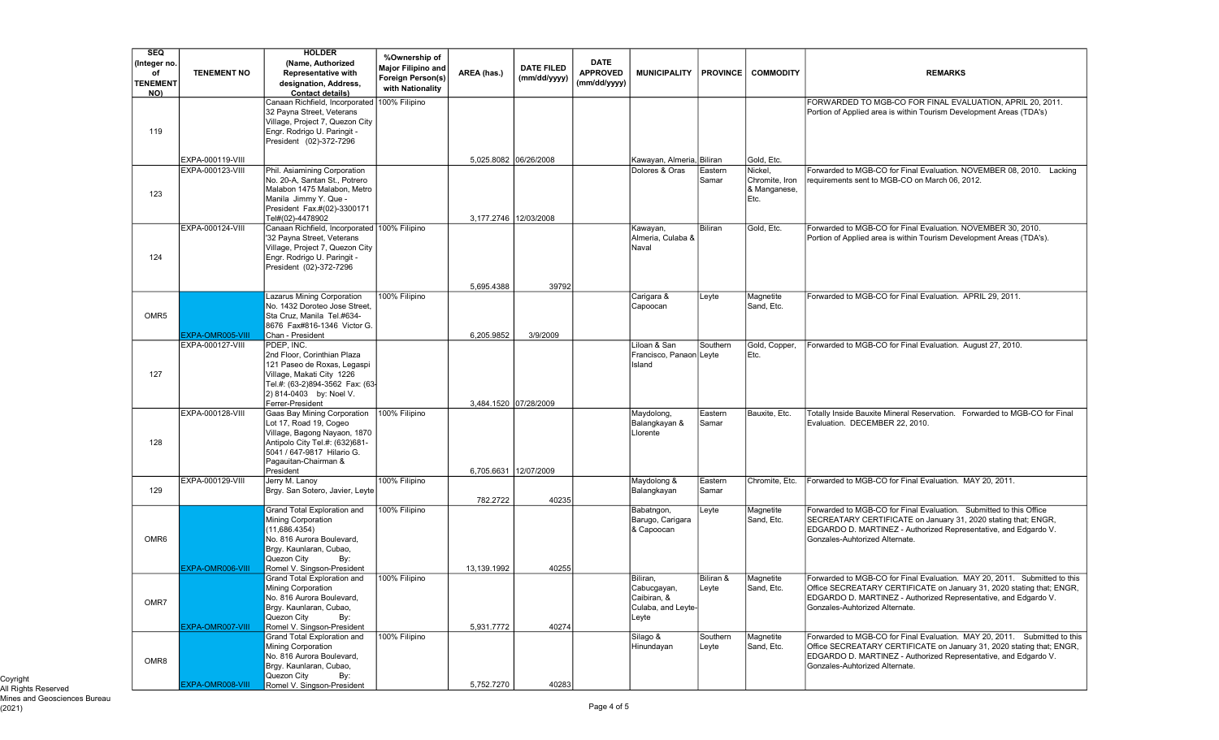| SEQ (Integer no. of TENEMENT NO) | TENEMENT NO | HOLDER (Name, Authorized Representative with designation, Address, Contact details) | %Ownership of Major Filipino and Foreign Person(s) with Nationality | AREA (has.) | DATE FILED (mm/dd/yyyy) | DATE APPROVED (mm/dd/yyyy) | MUNICIPALITY | PROVINCE | COMMODITY | REMARKS |
|---|---|---|---|---|---|---|---|---|---|---|
| 119 | EXPA-000119-VIII | Canaan Richfield, Incorporated 32 Payna Street, Veterans Village, Project 7, Quezon City Engr. Rodrigo U. Paringit - President (02)-372-7296 | 100% Filipino | 5,025.8082 | 06/26/2008 | | Kawayan, Almeria, | Biliran | Gold, Etc. | FORWARDED TO MGB-CO FOR FINAL EVALUATION, APRIL 20, 2011. Portion of Applied area is within Tourism Development Areas (TDA's) |
| 123 | EXPA-000123-VIII | Phil. Asiamining Corporation No. 20-A, Santan St., Potrero Malabon 1475 Malabon, Metro Manila Jimmy Y. Que - President Fax.#(02)-3300171 Tel#(02)-4478902 | | 3,177.2746 | 12/03/2008 | | Dolores & Oras | Eastern Samar | Nickel, Chromite, Iron & Manganese, Etc. | Forwarded to MGB-CO for Final Evaluation. NOVEMBER 08, 2010. Lacking requirements sent to MGB-CO on March 06, 2012. |
| 124 | EXPA-000124-VIII | Canaan Richfield, Incorporated '32 Payna Street, Veterans Village, Project 7, Quezon City Engr. Rodrigo U. Paringit - President (02)-372-7296 | 100% Filipino | 5,695.4388 | 39792 | | Kawayan, Almeria, Culaba & Naval | Biliran | Gold, Etc. | Forwarded to MGB-CO for Final Evaluation. NOVEMBER 30, 2010. Portion of Applied area is within Tourism Development Areas (TDA's). |
| OMR5 | EXPA-OMR005-VIII | Lazarus Mining Corporation No. 1432 Doroteo Jose Street, Sta Cruz, Manila Tel.#634-8676 Fax#816-1346 Victor G. Chan - President | 100% Filipino | 6,205.9852 | 3/9/2009 | | Carigara & Capoocan | Leyte | Magnetite Sand, Etc. | Forwarded to MGB-CO for Final Evaluation. APRIL 29, 2011. |
| 127 | EXPA-000127-VIII | PDEP, INC. 2nd Floor, Corinthian Plaza 121 Paseo de Roxas, Legaspi Village, Makati City 1226 Tel.#: (63-2)894-3562 Fax: (63-2) 814-0403 by: Noel V. Ferrer-President | | 3,484.1520 | 07/28/2009 | | Liloan & San Francisco, Panaon Island | Southern Leyte | Gold, Copper, Etc. | Forwarded to MGB-CO for Final Evaluation. August 27, 2010. |
| 128 | EXPA-000128-VIII | Gaas Bay Mining Corporation Lot 17, Road 19, Cogeo Village, Bagong Nayaon, 1870 Antipolo City Tel.#: (632)681-5041 / 647-9817 Hilario G. Pagauitan-Chairman & President | 100% Filipino | 6,705.6631 | 12/07/2009 | | Maydolong, Balangkayan & Llorente | Eastern Samar | Bauxite, Etc. | Totally Inside Bauxite Mineral Reservation. Forwarded to MGB-CO for Final Evaluation. DECEMBER 22, 2010. |
| 129 | EXPA-000129-VIII | Jerry M. Lanoy Brgy. San Sotero, Javier, Leyte | 100% Filipino | 782.2722 | 40235 | | Maydolong & Balangkayan | Eastern Samar | Chromite, Etc. | Forwarded to MGB-CO for Final Evaluation. MAY 20, 2011. |
| OMR6 | EXPA-OMR006-VIII | Grand Total Exploration and Mining Corporation (11,686.4354) No. 816 Aurora Boulevard, Brgy. Kaunlaran, Cubao, Quezon City By: Romel V. Singson-President | 100% Filipino | 13,139.1992 | 40255 | | Babatngon, Barugo, Carigara & Capoocan | Leyte | Magnetite Sand, Etc. | Forwarded to MGB-CO for Final Evaluation. Submitted to this Office SECREATARY CERTIFICATE on January 31, 2020 stating that; ENGR, EDGARDO D. MARTINEZ - Authorized Representative, and Edgardo V. Gonzales-Auhtorized Alternate. |
| OMR7 | EXPA-OMR007-VIII | Grand Total Exploration and Mining Corporation No. 816 Aurora Boulevard, Brgy. Kaunlaran, Cubao, Quezon City By: Romel V. Singson-President | 100% Filipino | 5,931.7772 | 40274 | | Biliran, Cabucgayan, Caibiran, & Culaba, and Leyte-Leyte | Biliran & Leyte | Magnetite Sand, Etc. | Forwarded to MGB-CO for Final Evaluation. MAY 20, 2011. Submitted to this Office SECREATARY CERTIFICATE on January 31, 2020 stating that; ENGR, EDGARDO D. MARTINEZ - Authorized Representative, and Edgardo V. Gonzales-Auhtorized Alternate. |
| OMR8 | EXPA-OMR008-VIII | Grand Total Exploration and Mining Corporation No. 816 Aurora Boulevard, Brgy. Kaunlaran, Cubao, Quezon City By: Romel V. Singson-President | 100% Filipino | 5,752.7270 | 40283 | | Silago & Hinundayan | Southern Leyte | Magnetite Sand, Etc. | Forwarded to MGB-CO for Final Evaluation. MAY 20, 2011. Submitted to this Office SECREATARY CERTIFICATE on January 31, 2020 stating that; ENGR, EDGARDO D. MARTINEZ - Authorized Representative, and Edgardo V. Gonzales-Auhtorized Alternate. |

Copyright
All Rights Reserved
Mines and Geosciences Bureau
(2021)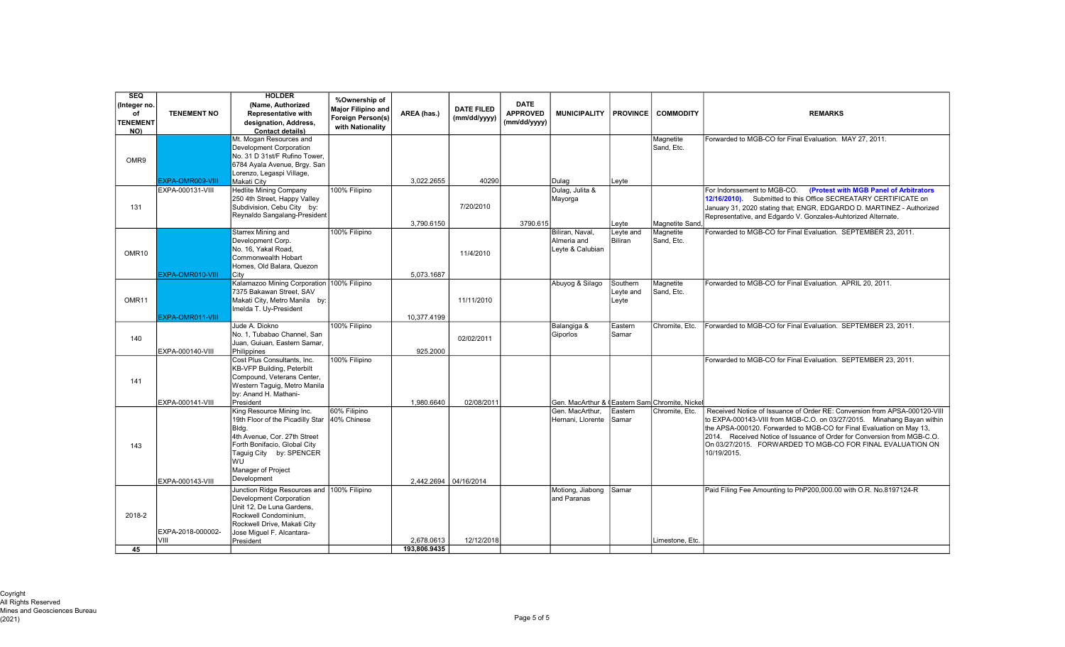| SEQ (Integer no. of TENEMENT NO) | TENEMENT NO | HOLDER (Name, Authorized Representative with designation, Address, Contact details) | %Ownership of Major Filipino and Foreign Person(s) with Nationality | AREA (has.) | DATE FILED (mm/dd/yyyy) | DATE APPROVED (mm/dd/yyyy) | MUNICIPALITY | PROVINCE | COMMODITY | REMARKS |
|---|---|---|---|---|---|---|---|---|---|---|
| OMR9 | EXPA-OMR009-VIII | Mt. Mogan Resources and Development Corporation No. 31 D 31st/F Rufino Tower, 6784 Ayala Avenue, Brgy. San Lorenzo, Legaspi Village, Makati City | | 3,022.2655 | 40290 | | Dulag | Leyte | Magnetite Sand, Etc. | Forwarded to MGB-CO for Final Evaluation. MAY 27, 2011. |
| 131 | EXPA-000131-VIII | Hedlite Mining Company 250 4th Street, Happy Valley Subdivision, Cebu City by: Reynaldo Sangalang-President | 100% Filipino | 3,790.6150 | 7/20/2010 | 3790.615 | Dulag, Julita & Mayorga | Leyte | Magnetite Sand, | For Indorssement to MGB-CO. **(Protest with MGB Panel of Arbitrators 12/16/2010).** Submitted to this Office SECREATARY CERTIFICATE on January 31, 2020 stating that; ENGR, EDGARDO D. MARTINEZ - Authorized Representative, and Edgardo V. Gonzales-Auhtorized Alternate. |
| OMR10 | EXPA-OMR010-VIII | Starrex Mining and Development Corp. No. 16, Yakal Road, Commonwealth Hobart Homes, Old Balara, Quezon City | 100% Filipino | 5,073.1687 | 11/4/2010 | | Biliran, Naval, Almeria and Leyte & Calubian | Leyte and Biliran | Magnetite Sand, Etc. | Forwarded to MGB-CO for Final Evaluation. SEPTEMBER 23, 2011. |
| OMR11 | EXPA-OMR011-VIII | Kalamazoo Mining Corporation 7375 Bakawan Street, SAV Makati City, Metro Manila by: Imelda T. Uy-President | 100% Filipino | 10,377.4199 | 11/11/2010 | | Abuyog & Silago | Southern Leyte and Leyte | Magnetite Sand, Etc. | Forwarded to MGB-CO for Final Evaluation. APRIL 20, 2011. |
| 140 | EXPA-000140-VIII | Jude A. Diokno No. 1, Tubabao Channel, San Juan, Guiuan, Eastern Samar, Philippines | 100% Filipino | 925.2000 | 02/02/2011 | | Balangiga & Giporlos | Eastern Samar | Chromite, Etc. | Forwarded to MGB-CO for Final Evaluation. SEPTEMBER 23, 2011. |
| 141 | EXPA-000141-VIII | Cost Plus Consultants, Inc. KB-VFP Building, Peterbilt Compound, Veterans Center, Western Taguig, Metro Manila by: Anand H. Mathani-President | 100% Filipino | 1,980.6640 | 02/08/2011 | | Gen. MacArthur & ( | Eastern Sam | Chromite, Nickel | Forwarded to MGB-CO for Final Evaluation. SEPTEMBER 23, 2011. |
| 143 | EXPA-000143-VIII | King Resource Mining Inc. 19th Floor of the Picadilly Star Bldg. 4th Avenue, Cor. 27th Street Forth Bonifacio, Global City Taguig City by: SPENCER WU Manager of Project Development | 60% Filipino 40% Chinese | 2,442.2694 | 04/16/2014 | | Gen. MacArthur, Hernani, Llorente | Eastern Samar | Chromite, Etc. | Received Notice of Issuance of Order RE: Conversion from APSA-000120-VIII to EXPA-000143-VIII from MGB-C.O. on 03/27/2015. Minahang Bayan within the APSA-000120. Forwarded to MGB-CO for Final Evaluation on May 13, 2014. Received Notice of Issuance of Order for Conversion from MGB-C.O. On 03/27/2015. FORWARDED TO MGB-CO FOR FINAL EVALUATION ON 10/19/2015. |
| 2018-2 | EXPA-2018-000002-VIII | Junction Ridge Resources and Development Corporation Unit 12, De Luna Gardens, Rockwell Condominium, Rockwell Drive, Makati City Jose Miguel F. Alcantara-President | 100% Filipino | 2,678.0613 | 12/12/2018 | | Motiong, Jiabong and Paranas | Samar | Limestone, Etc. | Paid Filing Fee Amounting to PhP200,000.00 with O.R. No.8197124-R |
| 45 | | | | 193,806.9435 | | | | | | |

Coyright
All Rights Reserved
Mines and Geosciences Bureau
(2021)